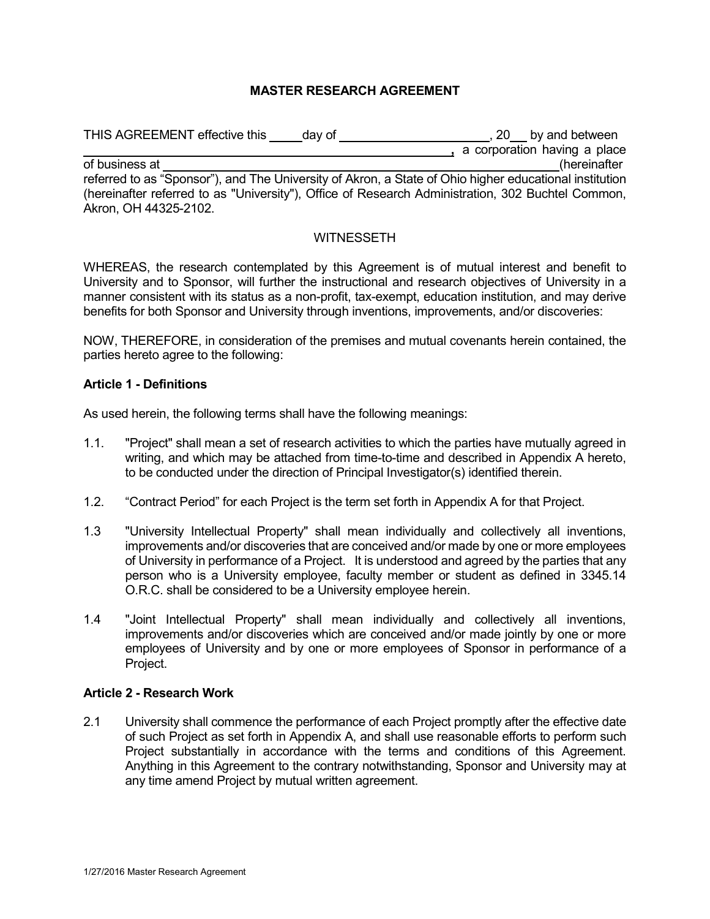# MASTER RESEARCH AGREEMENT

THIS AGREEMENT effective this _____ day of ______________________, 20___ by and between ______________________________________________________, a corporation having a place of business at ______________________________________________________________ (hereinafter referred to as "Sponsor"), and The University of Akron, a State of Ohio higher educational institution (hereinafter referred to as "University"), Office of Research Administration, 302 Buchtel Common, Akron, OH 44325-2102.

WITNESSETH

WHEREAS, the research contemplated by this Agreement is of mutual interest and benefit to University and to Sponsor, will further the instructional and research objectives of University in a manner consistent with its status as a non-profit, tax-exempt, education institution, and may derive benefits for both Sponsor and University through inventions, improvements, and/or discoveries:

NOW, THEREFORE, in consideration of the premises and mutual covenants herein contained, the parties hereto agree to the following:

**Article 1 - Definitions**

As used herein, the following terms shall have the following meanings:

1.1. "Project" shall mean a set of research activities to which the parties have mutually agreed in writing, and which may be attached from time-to-time and described in Appendix A hereto, to be conducted under the direction of Principal Investigator(s) identified therein.

1.2. "Contract Period" for each Project is the term set forth in Appendix A for that Project.

1.3 "University Intellectual Property" shall mean individually and collectively all inventions, improvements and/or discoveries that are conceived and/or made by one or more employees of University in performance of a Project. It is understood and agreed by the parties that any person who is a University employee, faculty member or student as defined in 3345.14 O.R.C. shall be considered to be a University employee herein.

1.4 "Joint Intellectual Property" shall mean individually and collectively all inventions, improvements and/or discoveries which are conceived and/or made jointly by one or more employees of University and by one or more employees of Sponsor in performance of a Project.

**Article 2 - Research Work**

2.1 University shall commence the performance of each Project promptly after the effective date of such Project as set forth in Appendix A, and shall use reasonable efforts to perform such Project substantially in accordance with the terms and conditions of this Agreement. Anything in this Agreement to the contrary notwithstanding, Sponsor and University may at any time amend Project by mutual written agreement.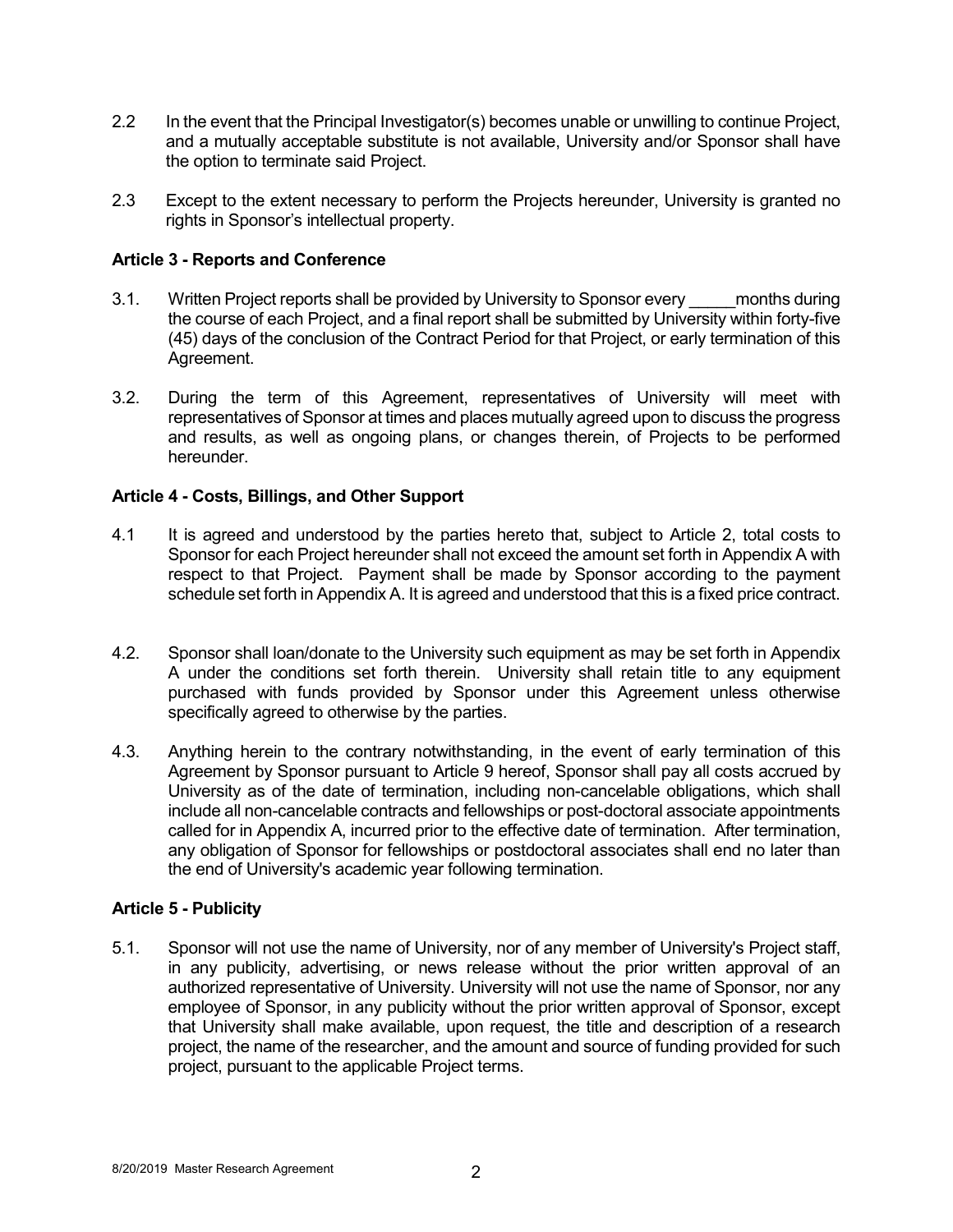2.2 In the event that the Principal Investigator(s) becomes unable or unwilling to continue Project, and a mutually acceptable substitute is not available, University and/or Sponsor shall have the option to terminate said Project.

2.3 Except to the extent necessary to perform the Projects hereunder, University is granted no rights in Sponsor's intellectual property.

**Article 3 - Reports and Conference**

3.1. Written Project reports shall be provided by University to Sponsor every _____months during the course of each Project, and a final report shall be submitted by University within forty-five (45) days of the conclusion of the Contract Period for that Project, or early termination of this Agreement.

3.2. During the term of this Agreement, representatives of University will meet with representatives of Sponsor at times and places mutually agreed upon to discuss the progress and results, as well as ongoing plans, or changes therein, of Projects to be performed hereunder.

**Article 4 - Costs, Billings, and Other Support**

4.1 It is agreed and understood by the parties hereto that, subject to Article 2, total costs to Sponsor for each Project hereunder shall not exceed the amount set forth in Appendix A with respect to that Project. Payment shall be made by Sponsor according to the payment schedule set forth in Appendix A. It is agreed and understood that this is a fixed price contract.

4.2. Sponsor shall loan/donate to the University such equipment as may be set forth in Appendix A under the conditions set forth therein. University shall retain title to any equipment purchased with funds provided by Sponsor under this Agreement unless otherwise specifically agreed to otherwise by the parties.

4.3. Anything herein to the contrary notwithstanding, in the event of early termination of this Agreement by Sponsor pursuant to Article 9 hereof, Sponsor shall pay all costs accrued by University as of the date of termination, including non-cancelable obligations, which shall include all non-cancelable contracts and fellowships or post-doctoral associate appointments called for in Appendix A, incurred prior to the effective date of termination. After termination, any obligation of Sponsor for fellowships or postdoctoral associates shall end no later than the end of University's academic year following termination.

**Article 5 - Publicity**

5.1. Sponsor will not use the name of University, nor of any member of University's Project staff, in any publicity, advertising, or news release without the prior written approval of an authorized representative of University. University will not use the name of Sponsor, nor any employee of Sponsor, in any publicity without the prior written approval of Sponsor, except that University shall make available, upon request, the title and description of a research project, the name of the researcher, and the amount and source of funding provided for such project, pursuant to the applicable Project terms.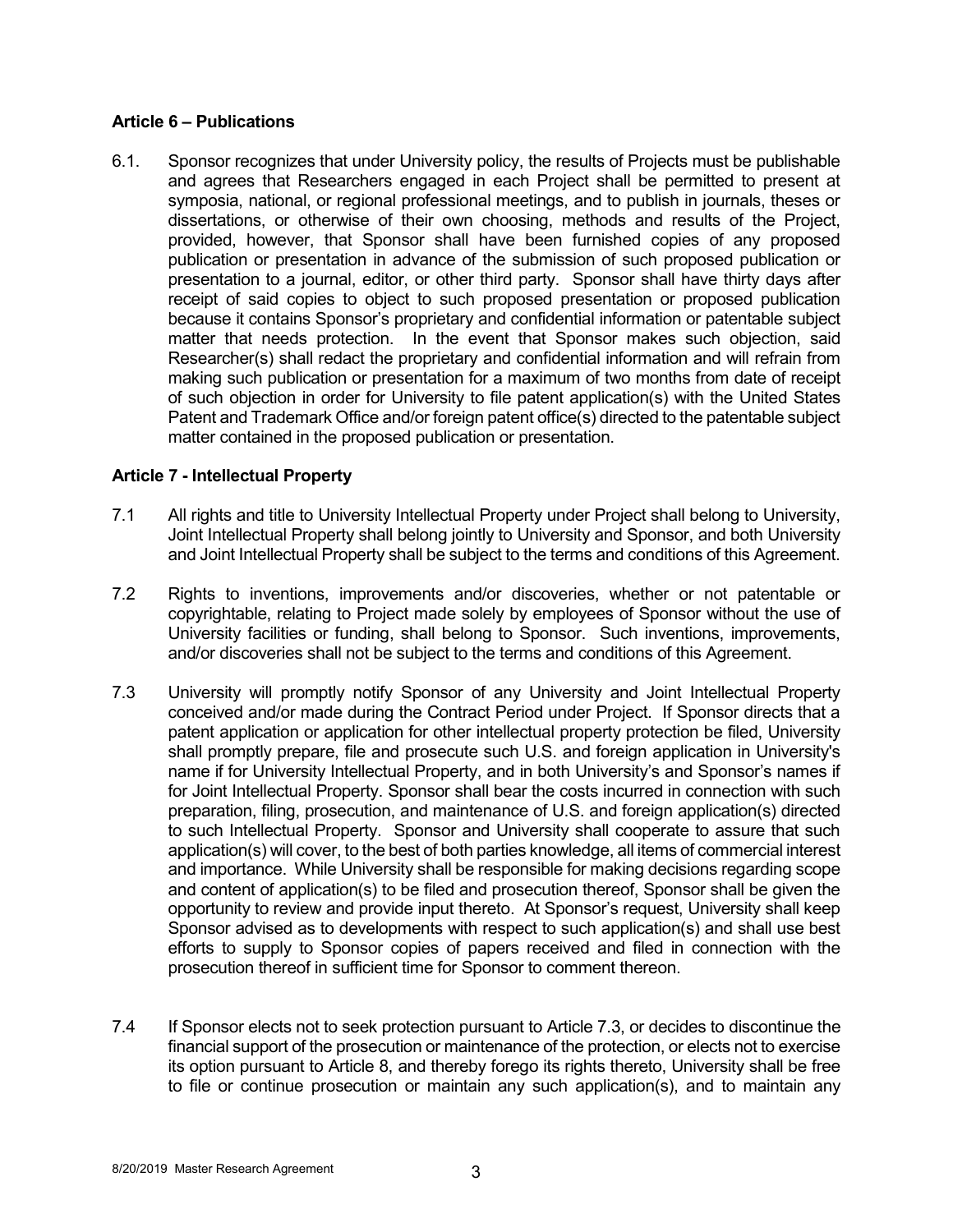## Article 6 – Publications

6.1. Sponsor recognizes that under University policy, the results of Projects must be publishable and agrees that Researchers engaged in each Project shall be permitted to present at symposia, national, or regional professional meetings, and to publish in journals, theses or dissertations, or otherwise of their own choosing, methods and results of the Project, provided, however, that Sponsor shall have been furnished copies of any proposed publication or presentation in advance of the submission of such proposed publication or presentation to a journal, editor, or other third party. Sponsor shall have thirty days after receipt of said copies to object to such proposed presentation or proposed publication because it contains Sponsor's proprietary and confidential information or patentable subject matter that needs protection. In the event that Sponsor makes such objection, said Researcher(s) shall redact the proprietary and confidential information and will refrain from making such publication or presentation for a maximum of two months from date of receipt of such objection in order for University to file patent application(s) with the United States Patent and Trademark Office and/or foreign patent office(s) directed to the patentable subject matter contained in the proposed publication or presentation.

## Article 7 - Intellectual Property

7.1 All rights and title to University Intellectual Property under Project shall belong to University, Joint Intellectual Property shall belong jointly to University and Sponsor, and both University and Joint Intellectual Property shall be subject to the terms and conditions of this Agreement.

7.2 Rights to inventions, improvements and/or discoveries, whether or not patentable or copyrightable, relating to Project made solely by employees of Sponsor without the use of University facilities or funding, shall belong to Sponsor. Such inventions, improvements, and/or discoveries shall not be subject to the terms and conditions of this Agreement.

7.3 University will promptly notify Sponsor of any University and Joint Intellectual Property conceived and/or made during the Contract Period under Project. If Sponsor directs that a patent application or application for other intellectual property protection be filed, University shall promptly prepare, file and prosecute such U.S. and foreign application in University's name if for University Intellectual Property, and in both University's and Sponsor's names if for Joint Intellectual Property. Sponsor shall bear the costs incurred in connection with such preparation, filing, prosecution, and maintenance of U.S. and foreign application(s) directed to such Intellectual Property. Sponsor and University shall cooperate to assure that such application(s) will cover, to the best of both parties knowledge, all items of commercial interest and importance. While University shall be responsible for making decisions regarding scope and content of application(s) to be filed and prosecution thereof, Sponsor shall be given the opportunity to review and provide input thereto. At Sponsor's request, University shall keep Sponsor advised as to developments with respect to such application(s) and shall use best efforts to supply to Sponsor copies of papers received and filed in connection with the prosecution thereof in sufficient time for Sponsor to comment thereon.

7.4 If Sponsor elects not to seek protection pursuant to Article 7.3, or decides to discontinue the financial support of the prosecution or maintenance of the protection, or elects not to exercise its option pursuant to Article 8, and thereby forego its rights thereto, University shall be free to file or continue prosecution or maintain any such application(s), and to maintain any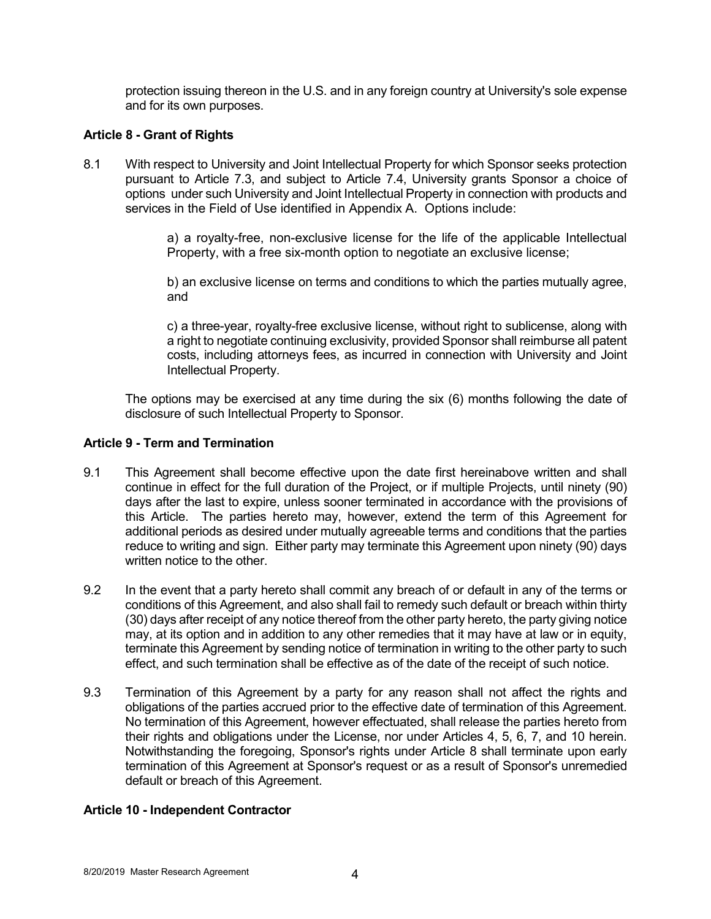protection issuing thereon in the U.S. and in any foreign country at University's sole expense and for its own purposes.

**Article 8 - Grant of Rights**

8.1 With respect to University and Joint Intellectual Property for which Sponsor seeks protection pursuant to Article 7.3, and subject to Article 7.4, University grants Sponsor a choice of options under such University and Joint Intellectual Property in connection with products and services in the Field of Use identified in Appendix A. Options include:

> a) a royalty-free, non-exclusive license for the life of the applicable Intellectual Property, with a free six-month option to negotiate an exclusive license;
>
> b) an exclusive license on terms and conditions to which the parties mutually agree, and
>
> c) a three-year, royalty-free exclusive license, without right to sublicense, along with a right to negotiate continuing exclusivity, provided Sponsor shall reimburse all patent costs, including attorneys fees, as incurred in connection with University and Joint Intellectual Property.

The options may be exercised at any time during the six (6) months following the date of disclosure of such Intellectual Property to Sponsor.

**Article 9 - Term and Termination**

9.1 This Agreement shall become effective upon the date first hereinabove written and shall continue in effect for the full duration of the Project, or if multiple Projects, until ninety (90) days after the last to expire, unless sooner terminated in accordance with the provisions of this Article. The parties hereto may, however, extend the term of this Agreement for additional periods as desired under mutually agreeable terms and conditions that the parties reduce to writing and sign. Either party may terminate this Agreement upon ninety (90) days written notice to the other.

9.2 In the event that a party hereto shall commit any breach of or default in any of the terms or conditions of this Agreement, and also shall fail to remedy such default or breach within thirty (30) days after receipt of any notice thereof from the other party hereto, the party giving notice may, at its option and in addition to any other remedies that it may have at law or in equity, terminate this Agreement by sending notice of termination in writing to the other party to such effect, and such termination shall be effective as of the date of the receipt of such notice.

9.3 Termination of this Agreement by a party for any reason shall not affect the rights and obligations of the parties accrued prior to the effective date of termination of this Agreement. No termination of this Agreement, however effectuated, shall release the parties hereto from their rights and obligations under the License, nor under Articles 4, 5, 6, 7, and 10 herein. Notwithstanding the foregoing, Sponsor's rights under Article 8 shall terminate upon early termination of this Agreement at Sponsor's request or as a result of Sponsor's unremedied default or breach of this Agreement.

**Article 10 - Independent Contractor**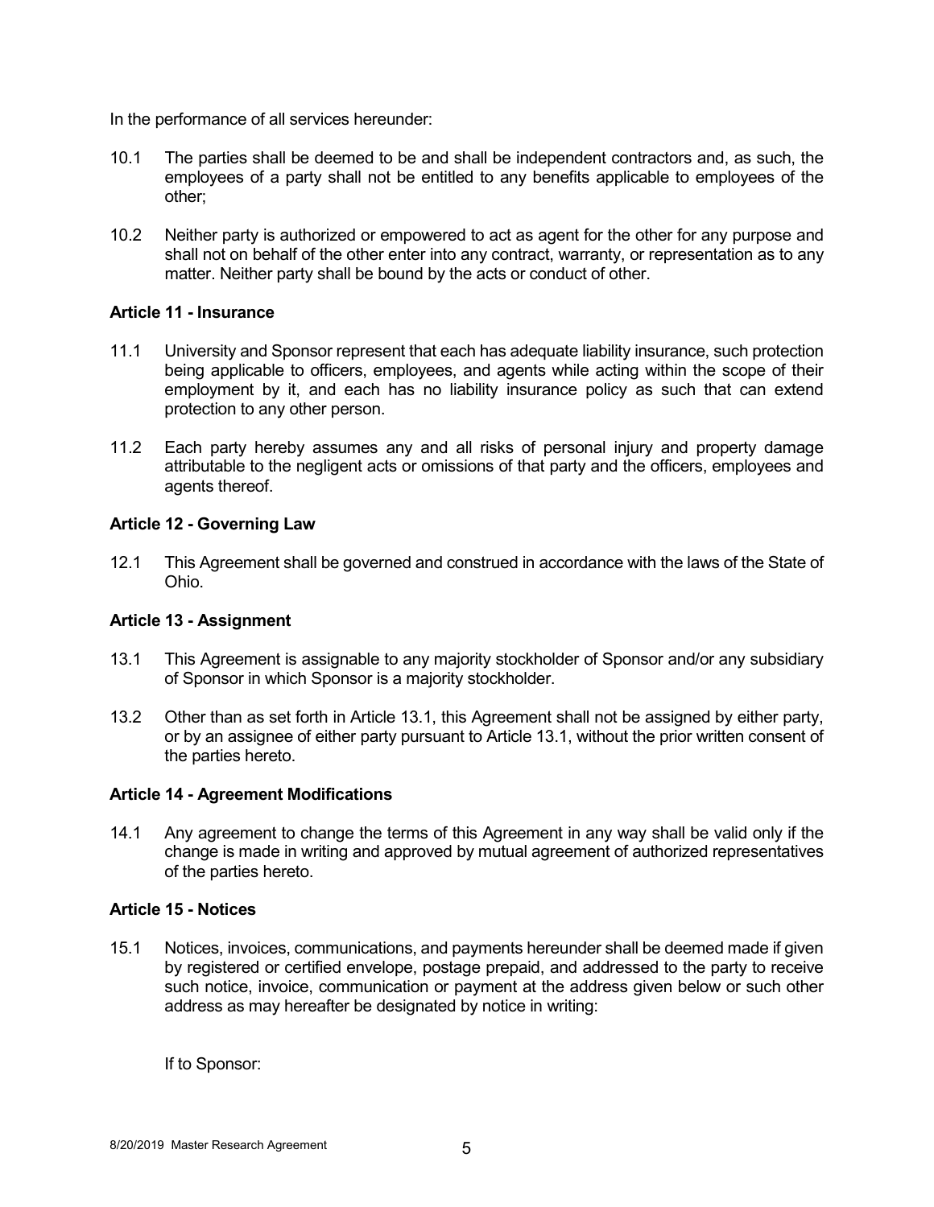In the performance of all services hereunder:

10.1 The parties shall be deemed to be and shall be independent contractors and, as such, the employees of a party shall not be entitled to any benefits applicable to employees of the other;

10.2 Neither party is authorized or empowered to act as agent for the other for any purpose and shall not on behalf of the other enter into any contract, warranty, or representation as to any matter. Neither party shall be bound by the acts or conduct of other.

**Article 11 - Insurance**

11.1 University and Sponsor represent that each has adequate liability insurance, such protection being applicable to officers, employees, and agents while acting within the scope of their employment by it, and each has no liability insurance policy as such that can extend protection to any other person.

11.2 Each party hereby assumes any and all risks of personal injury and property damage attributable to the negligent acts or omissions of that party and the officers, employees and agents thereof.

**Article 12 - Governing Law**

12.1 This Agreement shall be governed and construed in accordance with the laws of the State of Ohio.

**Article 13 - Assignment**

13.1 This Agreement is assignable to any majority stockholder of Sponsor and/or any subsidiary of Sponsor in which Sponsor is a majority stockholder.

13.2 Other than as set forth in Article 13.1, this Agreement shall not be assigned by either party, or by an assignee of either party pursuant to Article 13.1, without the prior written consent of the parties hereto.

**Article 14 - Agreement Modifications**

14.1 Any agreement to change the terms of this Agreement in any way shall be valid only if the change is made in writing and approved by mutual agreement of authorized representatives of the parties hereto.

**Article 15 - Notices**

15.1 Notices, invoices, communications, and payments hereunder shall be deemed made if given by registered or certified envelope, postage prepaid, and addressed to the party to receive such notice, invoice, communication or payment at the address given below or such other address as may hereafter be designated by notice in writing:

If to Sponsor: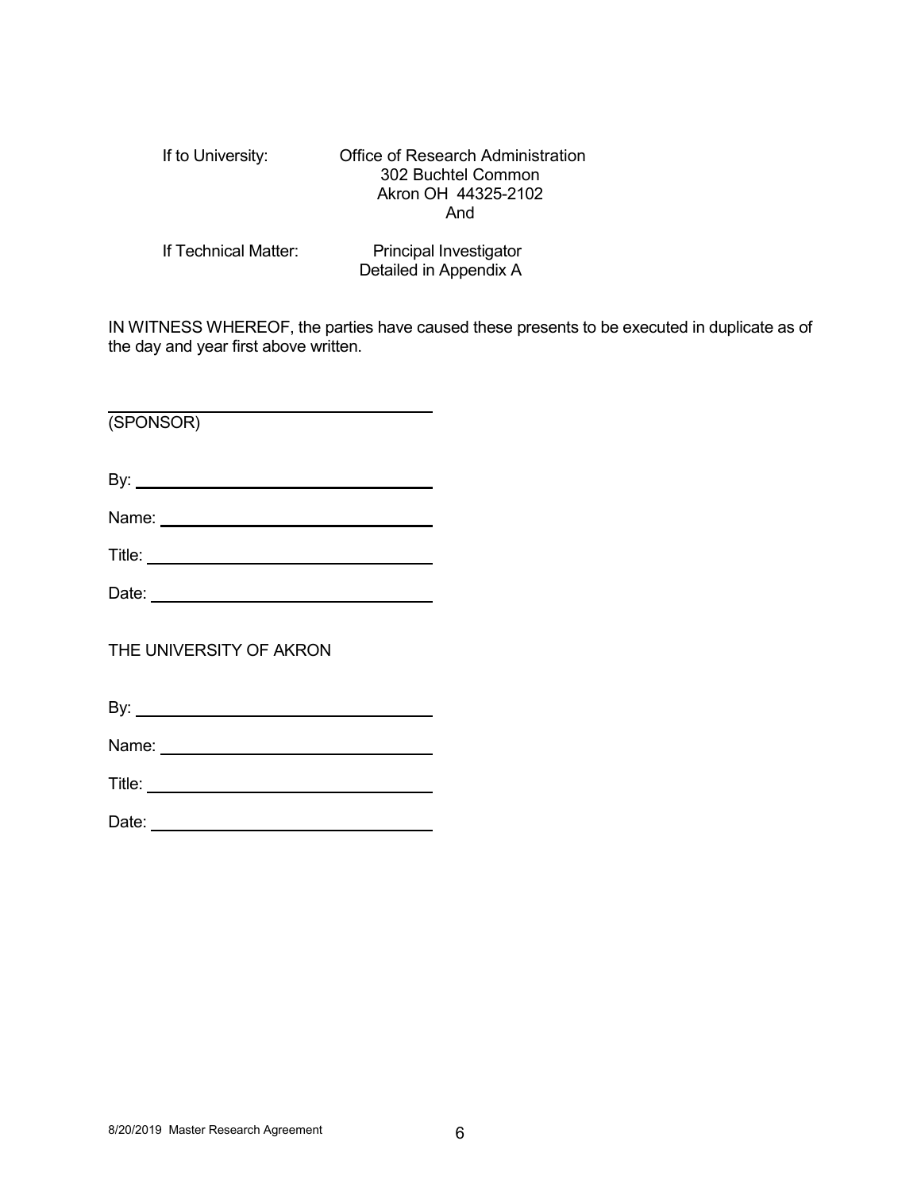If to University: Office of Research Administration
302 Buchtel Common
Akron OH 44325-2102
And

If Technical Matter: Principal Investigator
Detailed in Appendix A

IN WITNESS WHEREOF, the parties have caused these presents to be executed in duplicate as of the day and year first above written.

\_\_\_\_\_\_\_\_\_\_\_\_\_\_\_\_\_\_\_\_\_\_\_\_\_\_\_\_\_\_\_\_\_\_\_
(SPONSOR)

By: \_\_\_\_\_\_\_\_\_\_\_\_\_\_\_\_\_\_\_\_\_\_\_\_\_\_\_\_\_\_

Name: \_\_\_\_\_\_\_\_\_\_\_\_\_\_\_\_\_\_\_\_\_\_\_\_\_\_\_\_

Title: \_\_\_\_\_\_\_\_\_\_\_\_\_\_\_\_\_\_\_\_\_\_\_\_\_\_\_\_\_

Date: \_\_\_\_\_\_\_\_\_\_\_\_\_\_\_\_\_\_\_\_\_\_\_\_\_\_\_\_\_

THE UNIVERSITY OF AKRON

By: \_\_\_\_\_\_\_\_\_\_\_\_\_\_\_\_\_\_\_\_\_\_\_\_\_\_\_\_\_\_

Name: \_\_\_\_\_\_\_\_\_\_\_\_\_\_\_\_\_\_\_\_\_\_\_\_\_\_\_\_

Title: \_\_\_\_\_\_\_\_\_\_\_\_\_\_\_\_\_\_\_\_\_\_\_\_\_\_\_\_\_

Date: \_\_\_\_\_\_\_\_\_\_\_\_\_\_\_\_\_\_\_\_\_\_\_\_\_\_\_\_\_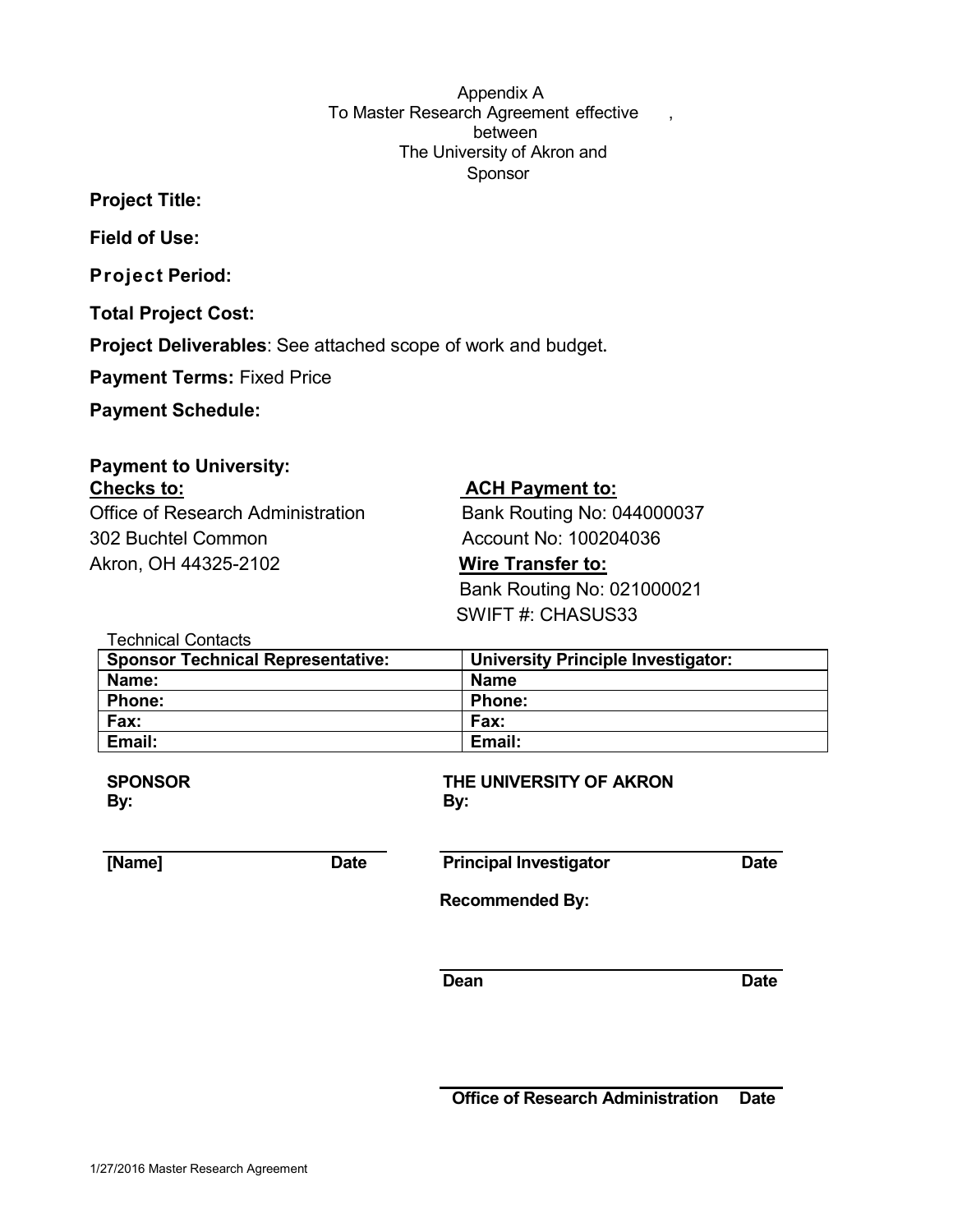Appendix A
To Master Research Agreement effective ,
between
The University of Akron and
Sponsor

**Project Title:**

**Field of Use:**

**Project Period:**

**Total Project Cost:**

**Project Deliverables**: See attached scope of work and budget.

**Payment Terms:** Fixed Price

**Payment Schedule:**

**Payment to University:**

**Checks to:**

Office of Research Administration
302 Buchtel Common
Akron, OH 44325-2102

**ACH Payment to:**

Bank Routing No: 044000037
Account No: 100204036

**Wire Transfer to:**

Bank Routing No: 021000021
SWIFT #: CHASUS33

Technical Contacts

| Sponsor Technical Representative: | University Principle Investigator: |
|---|---|
| Name: | Name |
| Phone: | Phone: |
| Fax: | Fax: |
| Email: | Email: |

**SPONSOR**
**By:**

______________________________
**[Name]** **Date**

**THE UNIVERSITY OF AKRON**
**By:**

______________________________
**Principal Investigator** **Date**

**Recommended By:**

______________________________
**Dean** **Date**

______________________________
**Office of Research Administration** **Date**